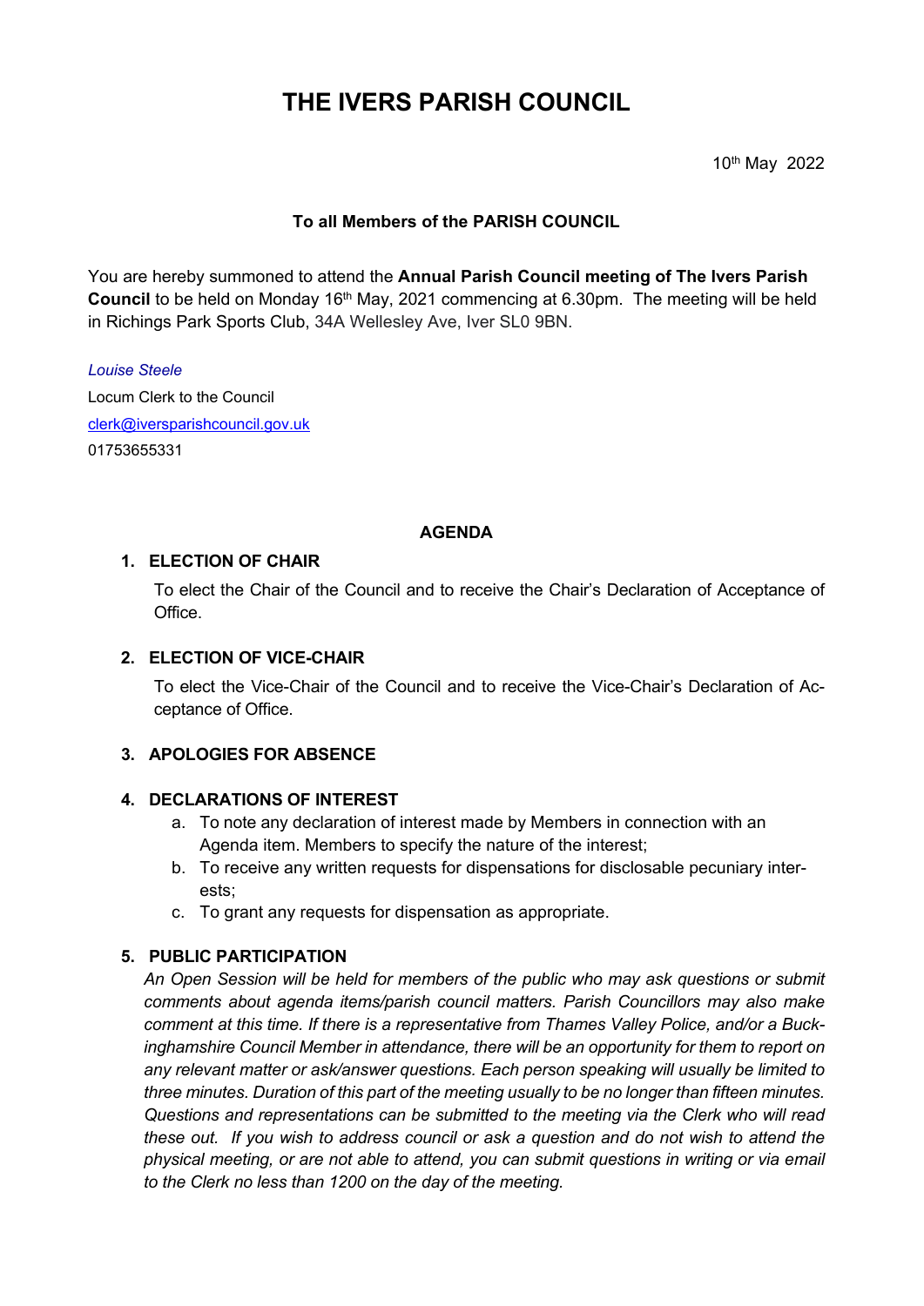# THE IVERS PARISH COUNCIL

10th May 2022

**To all Members of the PARISH COUNCIL**

You are hereby summoned to attend the **Annual Parish Council meeting of The Ivers Parish Council** to be held on Monday 16th May, 2021 commencing at 6.30pm. The meeting will be held in Richings Park Sports Club, 34A Wellesley Ave, Iver SL0 9BN.

*Louise Steele*
Locum Clerk to the Council
clerk@iversparishcouncil.gov.uk
01753655331

**AGENDA**

1. **ELECTION OF CHAIR**

   To elect the Chair of the Council and to receive the Chair's Declaration of Acceptance of Office.

2. **ELECTION OF VICE-CHAIR**

   To elect the Vice-Chair of the Council and to receive the Vice-Chair's Declaration of Acceptance of Office.

3. **APOLOGIES FOR ABSENCE**

4. **DECLARATIONS OF INTEREST**
   a. To note any declaration of interest made by Members in connection with an Agenda item. Members to specify the nature of the interest;
   b. To receive any written requests for dispensations for disclosable pecuniary interests;
   c. To grant any requests for dispensation as appropriate.

5. **PUBLIC PARTICIPATION**

   *An Open Session will be held for members of the public who may ask questions or submit comments about agenda items/parish council matters. Parish Councillors may also make comment at this time. If there is a representative from Thames Valley Police, and/or a Buckinghamshire Council Member in attendance, there will be an opportunity for them to report on any relevant matter or ask/answer questions. Each person speaking will usually be limited to three minutes. Duration of this part of the meeting usually to be no longer than fifteen minutes. Questions and representations can be submitted to the meeting via the Clerk who will read these out. If you wish to address council or ask a question and do not wish to attend the physical meeting, or are not able to attend, you can submit questions in writing or via email to the Clerk no less than 1200 on the day of the meeting.*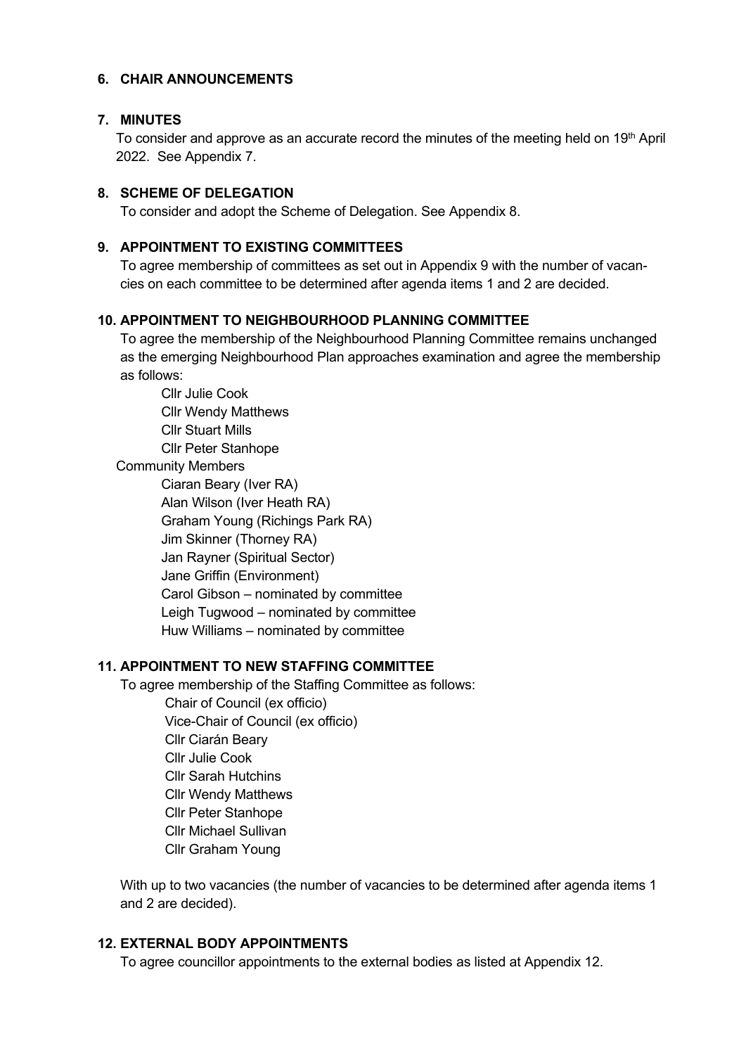## 6. CHAIR ANNOUNCEMENTS

## 7. MINUTES

To consider and approve as an accurate record the minutes of the meeting held on 19th April 2022. See Appendix 7.

## 8. SCHEME OF DELEGATION

To consider and adopt the Scheme of Delegation. See Appendix 8.

## 9. APPOINTMENT TO EXISTING COMMITTEES

To agree membership of committees as set out in Appendix 9 with the number of vacancies on each committee to be determined after agenda items 1 and 2 are decided.

## 10. APPOINTMENT TO NEIGHBOURHOOD PLANNING COMMITTEE

To agree the membership of the Neighbourhood Planning Committee remains unchanged as the emerging Neighbourhood Plan approaches examination and agree the membership as follows:

- Cllr Julie Cook
- Cllr Wendy Matthews
- Cllr Stuart Mills
- Cllr Peter Stanhope

Community Members

- Ciaran Beary (Iver RA)
- Alan Wilson (Iver Heath RA)
- Graham Young (Richings Park RA)
- Jim Skinner (Thorney RA)
- Jan Rayner (Spiritual Sector)
- Jane Griffin (Environment)
- Carol Gibson – nominated by committee
- Leigh Tugwood – nominated by committee
- Huw Williams – nominated by committee

## 11. APPOINTMENT TO NEW STAFFING COMMITTEE

To agree membership of the Staffing Committee as follows:

- Chair of Council (ex officio)
- Vice-Chair of Council (ex officio)
- Cllr Ciarán Beary
- Cllr Julie Cook
- Cllr Sarah Hutchins
- Cllr Wendy Matthews
- Cllr Peter Stanhope
- Cllr Michael Sullivan
- Cllr Graham Young

With up to two vacancies (the number of vacancies to be determined after agenda items 1 and 2 are decided).

## 12. EXTERNAL BODY APPOINTMENTS

To agree councillor appointments to the external bodies as listed at Appendix 12.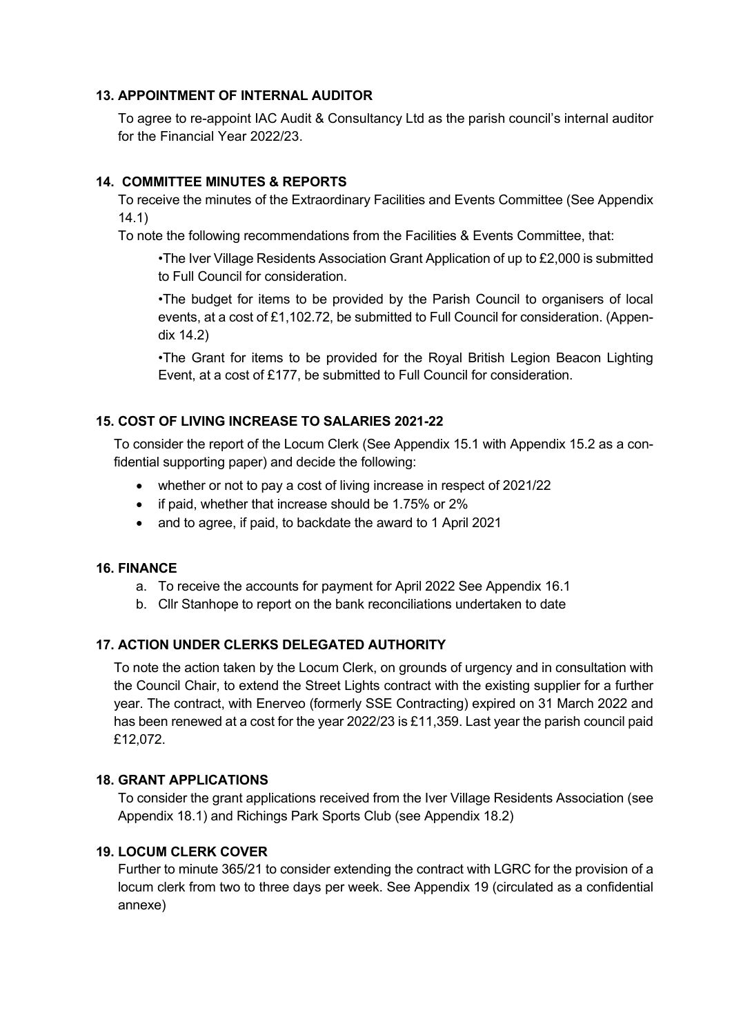### 13. APPOINTMENT OF INTERNAL AUDITOR

To agree to re-appoint IAC Audit & Consultancy Ltd as the parish council's internal auditor for the Financial Year 2022/23.

### 14. COMMITTEE MINUTES & REPORTS

To receive the minutes of the Extraordinary Facilities and Events Committee (See Appendix 14.1)

To note the following recommendations from the Facilities & Events Committee, that:

•The Iver Village Residents Association Grant Application of up to £2,000 is submitted to Full Council for consideration.

•The budget for items to be provided by the Parish Council to organisers of local events, at a cost of £1,102.72, be submitted to Full Council for consideration. (Appendix 14.2)

•The Grant for items to be provided for the Royal British Legion Beacon Lighting Event, at a cost of £177, be submitted to Full Council for consideration.

### 15. COST OF LIVING INCREASE TO SALARIES 2021-22

To consider the report of the Locum Clerk (See Appendix 15.1 with Appendix 15.2 as a confidential supporting paper) and decide the following:

- whether or not to pay a cost of living increase in respect of 2021/22
- if paid, whether that increase should be 1.75% or 2%
- and to agree, if paid, to backdate the award to 1 April 2021

### 16. FINANCE

a. To receive the accounts for payment for April 2022 See Appendix 16.1
b. Cllr Stanhope to report on the bank reconciliations undertaken to date

### 17. ACTION UNDER CLERKS DELEGATED AUTHORITY

To note the action taken by the Locum Clerk, on grounds of urgency and in consultation with the Council Chair, to extend the Street Lights contract with the existing supplier for a further year. The contract, with Enerveo (formerly SSE Contracting) expired on 31 March 2022 and has been renewed at a cost for the year 2022/23 is £11,359. Last year the parish council paid £12,072.

### 18. GRANT APPLICATIONS

To consider the grant applications received from the Iver Village Residents Association (see Appendix 18.1) and Richings Park Sports Club (see Appendix 18.2)

### 19. LOCUM CLERK COVER

Further to minute 365/21 to consider extending the contract with LGRC for the provision of a locum clerk from two to three days per week. See Appendix 19 (circulated as a confidential annexe)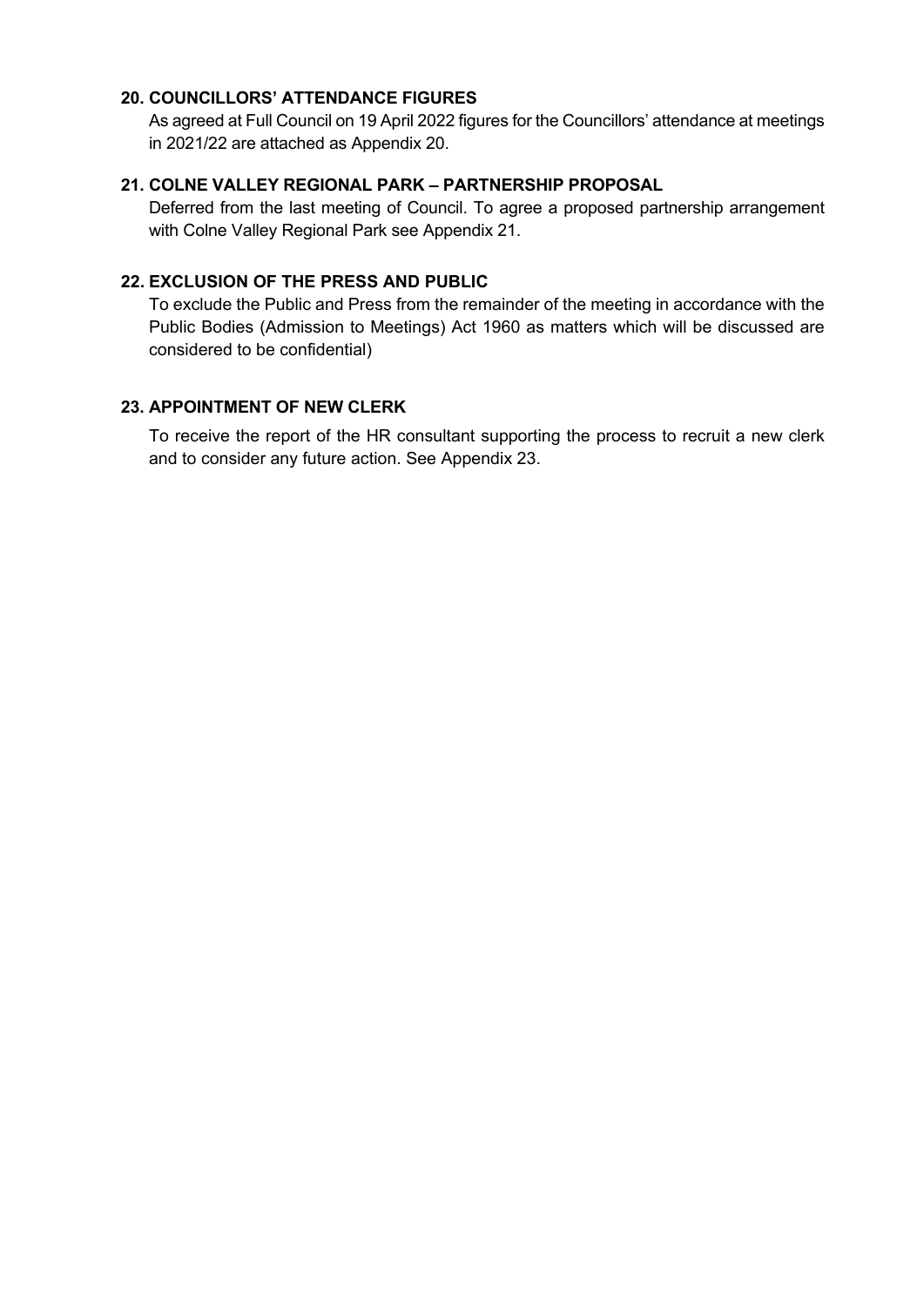**20. COUNCILLORS' ATTENDANCE FIGURES**

As agreed at Full Council on 19 April 2022 figures for the Councillors' attendance at meetings in 2021/22 are attached as Appendix 20.

**21. COLNE VALLEY REGIONAL PARK – PARTNERSHIP PROPOSAL**

Deferred from the last meeting of Council. To agree a proposed partnership arrangement with Colne Valley Regional Park see Appendix 21.

**22. EXCLUSION OF THE PRESS AND PUBLIC**

To exclude the Public and Press from the remainder of the meeting in accordance with the Public Bodies (Admission to Meetings) Act 1960 as matters which will be discussed are considered to be confidential)

**23. APPOINTMENT OF NEW CLERK**

To receive the report of the HR consultant supporting the process to recruit a new clerk and to consider any future action. See Appendix 23.